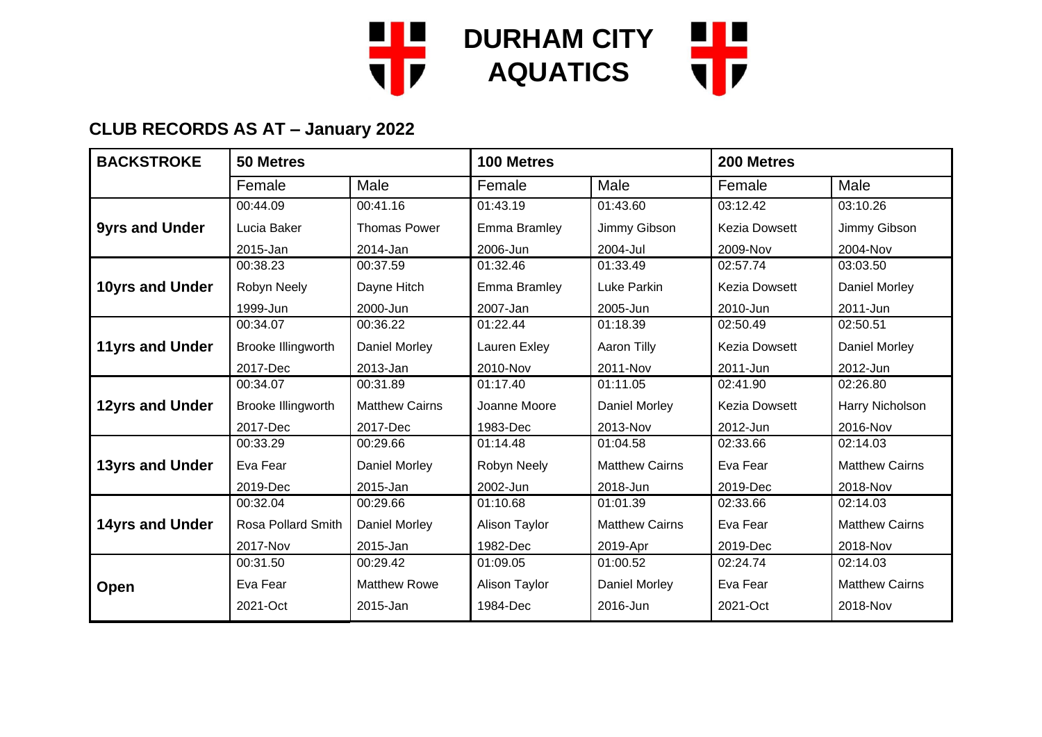# DURHAM CITY AQUATICS

## CLUB RECORDS AS AT – January 2022

| BACKSTROKE | 50 Metres | | 100 Metres | | 200 Metres | |
|---|---|---|---|---|---|---|
| | Female | Male | Female | Male | Female | Male |
| **9yrs and Under** | 00:44.09<br>Lucia Baker<br>2015-Jan | 00:41.16<br>Thomas Power<br>2014-Jan | 01:43.19<br>Emma Bramley<br>2006-Jun | 01:43.60<br>Jimmy Gibson<br>2004-Jul | 03:12.42<br>Kezia Dowsett<br>2009-Nov | 03:10.26<br>Jimmy Gibson<br>2004-Nov |
| **10yrs and Under** | 00:38.23<br>Robyn Neely<br>1999-Jun | 00:37.59<br>Dayne Hitch<br>2000-Jun | 01:32.46<br>Emma Bramley<br>2007-Jan | 01:33.49<br>Luke Parkin<br>2005-Jun | 02:57.74<br>Kezia Dowsett<br>2010-Jun | 03:03.50<br>Daniel Morley<br>2011-Jun |
| **11yrs and Under** | 00:34.07<br>Brooke Illingworth<br>2017-Dec | 00:36.22<br>Daniel Morley<br>2013-Jan | 01:22.44<br>Lauren Exley<br>2010-Nov | 01:18.39<br>Aaron Tilly<br>2011-Nov | 02:50.49<br>Kezia Dowsett<br>2011-Jun | 02:50.51<br>Daniel Morley<br>2012-Jun |
| **12yrs and Under** | 00:34.07<br>Brooke Illingworth<br>2017-Dec | 00:31.89<br>Matthew Cairns<br>2017-Dec | 01:17.40<br>Joanne Moore<br>1983-Dec | 01:11.05<br>Daniel Morley<br>2013-Nov | 02:41.90<br>Kezia Dowsett<br>2012-Jun | 02:26.80<br>Harry Nicholson<br>2016-Nov |
| **13yrs and Under** | 00:33.29<br>Eva Fear<br>2019-Dec | 00:29.66<br>Daniel Morley<br>2015-Jan | 01:14.48<br>Robyn Neely<br>2002-Jun | 01:04.58<br>Matthew Cairns<br>2018-Jun | 02:33.66<br>Eva Fear<br>2019-Dec | 02:14.03<br>Matthew Cairns<br>2018-Nov |
| **14yrs and Under** | 00:32.04<br>Rosa Pollard Smith<br>2017-Nov | 00:29.66<br>Daniel Morley<br>2015-Jan | 01:10.68<br>Alison Taylor<br>1982-Dec | 01:01.39<br>Matthew Cairns<br>2019-Apr | 02:33.66<br>Eva Fear<br>2019-Dec | 02:14.03<br>Matthew Cairns<br>2018-Nov |
| **Open** | 00:31.50<br>Eva Fear<br>2021-Oct | 00:29.42<br>Matthew Rowe<br>2015-Jan | 01:09.05<br>Alison Taylor<br>1984-Dec | 01:00.52<br>Daniel Morley<br>2016-Jun | 02:24.74<br>Eva Fear<br>2021-Oct | 02:14.03<br>Matthew Cairns<br>2018-Nov |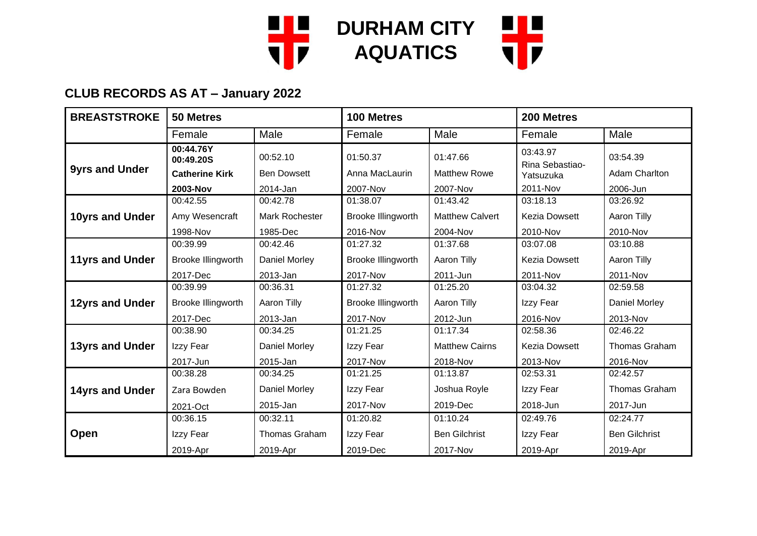# DURHAM CITY AQUATICS

## CLUB RECORDS AS AT – January 2022

| BREASTSTROKE | 50 Metres | | 100 Metres | | 200 Metres | |
|---|---|---|---|---|---|---|
| | Female | Male | Female | Male | Female | Male |
| 9yrs and Under | **00:44.76Y 00:49.20S Catherine Kirk 2003-Nov** | 00:52.10 Ben Dowsett 2014-Jan | 01:50.37 Anna MacLaurin 2007-Nov | 01:47.66 Matthew Rowe 2007-Nov | 03:43.97 Rina Sebastiao-Yatsuzuka 2011-Nov | 03:54.39 Adam Charlton 2006-Jun |
| 10yrs and Under | 00:42.55 Amy Wesencraft 1998-Nov | 00:42.78 Mark Rochester 1985-Dec | 01:38.07 Brooke Illingworth 2016-Nov | 01:43.42 Matthew Calvert 2004-Nov | 03:18.13 Kezia Dowsett 2010-Nov | 03:26.92 Aaron Tilly 2010-Nov |
| 11yrs and Under | 00:39.99 Brooke Illingworth 2017-Dec | 00:42.46 Daniel Morley 2013-Jan | 01:27.32 Brooke Illingworth 2017-Nov | 01:37.68 Aaron Tilly 2011-Jun | 03:07.08 Kezia Dowsett 2011-Nov | 03:10.88 Aaron Tilly 2011-Nov |
| 12yrs and Under | 00:39.99 Brooke Illingworth 2017-Dec | 00:36.31 Aaron Tilly 2013-Jan | 01:27.32 Brooke Illingworth 2017-Nov | 01:25.20 Aaron Tilly 2012-Jun | 03:04.32 Izzy Fear 2016-Nov | 02:59.58 Daniel Morley 2013-Nov |
| 13yrs and Under | 00:38.90 Izzy Fear 2017-Jun | 00:34.25 Daniel Morley 2015-Jan | 01:21.25 Izzy Fear 2017-Nov | 01:17.34 Matthew Cairns 2018-Nov | 02:58.36 Kezia Dowsett 2013-Nov | 02:46.22 Thomas Graham 2016-Nov |
| 14yrs and Under | 00:38.28 Zara Bowden 2021-Oct | 00:34.25 Daniel Morley 2015-Jan | 01:21.25 Izzy Fear 2017-Nov | 01:13.87 Joshua Royle 2019-Dec | 02:53.31 Izzy Fear 2018-Jun | 02:42.57 Thomas Graham 2017-Jun |
| Open | 00:36.15 Izzy Fear 2019-Apr | 00:32.11 Thomas Graham 2019-Apr | 01:20.82 Izzy Fear 2019-Dec | 01:10.24 Ben Gilchrist 2017-Nov | 02:49.76 Izzy Fear 2019-Apr | 02:24.77 Ben Gilchrist 2019-Apr |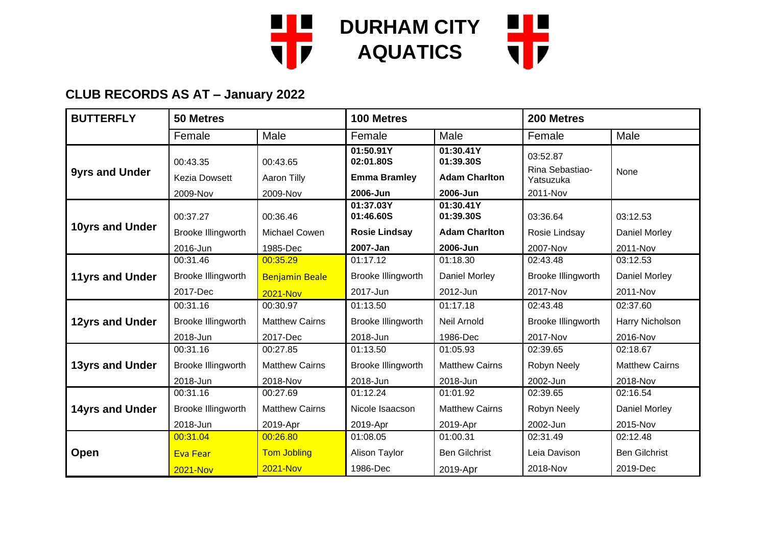# DURHAM CITY AQUATICS

## CLUB RECORDS AS AT – January 2022

| BUTTERFLY | 50 Metres | | 100 Metres | | 200 Metres | |
|---|---|---|---|---|---|---|
| | Female | Male | Female | Male | Female | Male |
| 9yrs and Under | 00:43.35<br>Kezia Dowsett<br>2009-Nov | 00:43.65<br>Aaron Tilly<br>2009-Nov | **01:50.91Y**<br>**02:01.80S**<br>**Emma Bramley**<br>**2006-Jun** | **01:30.41Y**<br>**01:39.30S**<br>**Adam Charlton**<br>**2006-Jun** | 03:52.87<br>Rina Sebastiao-Yatsuzuka<br>2011-Nov | None |
| 10yrs and Under | 00:37.27<br>Brooke Illingworth<br>2016-Jun | 00:36.46<br>Michael Cowen<br>1985-Dec | **01:37.03Y**<br>**01:46.60S**<br>**Rosie Lindsay**<br>**2007-Jan** | **01:30.41Y**<br>**01:39.30S**<br>**Adam Charlton**<br>**2006-Jun** | 03:36.64<br>Rosie Lindsay<br>2007-Nov | 03:12.53<br>Daniel Morley<br>2011-Nov |
| 11yrs and Under | 00:31.46<br>Brooke Illingworth<br>2017-Dec | 00:35.29<br>Benjamin Beale<br>2021-Nov | 01:17.12<br>Brooke Illingworth<br>2017-Jun | 01:18.30<br>Daniel Morley<br>2012-Jun | 02:43.48<br>Brooke Illingworth<br>2017-Nov | 03:12.53<br>Daniel Morley<br>2011-Nov |
| 12yrs and Under | 00:31.16<br>Brooke Illingworth<br>2018-Jun | 00:30.97<br>Matthew Cairns<br>2017-Dec | 01:13.50<br>Brooke Illingworth<br>2018-Jun | 01:17.18<br>Neil Arnold<br>1986-Dec | 02:43.48<br>Brooke Illingworth<br>2017-Nov | 02:37.60<br>Harry Nicholson<br>2016-Nov |
| 13yrs and Under | 00:31.16<br>Brooke Illingworth<br>2018-Jun | 00:27.85<br>Matthew Cairns<br>2018-Nov | 01:13.50<br>Brooke Illingworth<br>2018-Jun | 01:05.93<br>Matthew Cairns<br>2018-Jun | 02:39.65<br>Robyn Neely<br>2002-Jun | 02:18.67<br>Matthew Cairns<br>2018-Nov |
| 14yrs and Under | 00:31.16<br>Brooke Illingworth<br>2018-Jun | 00:27.69<br>Matthew Cairns<br>2019-Apr | 01:12.24<br>Nicole Isaacson<br>2019-Apr | 01:01.92<br>Matthew Cairns<br>2019-Apr | 02:39.65<br>Robyn Neely<br>2002-Jun | 02:16.54<br>Daniel Morley<br>2015-Nov |
| Open | 00:31.04<br>Eva Fear<br>2021-Nov | 00:26.80<br>Tom Jobling<br>2021-Nov | 01:08.05<br>Alison Taylor<br>1986-Dec | 01:00.31<br>Ben Gilchrist<br>2019-Apr | 02:31.49<br>Leia Davison<br>2018-Nov | 02:12.48<br>Ben Gilchrist<br>2019-Dec |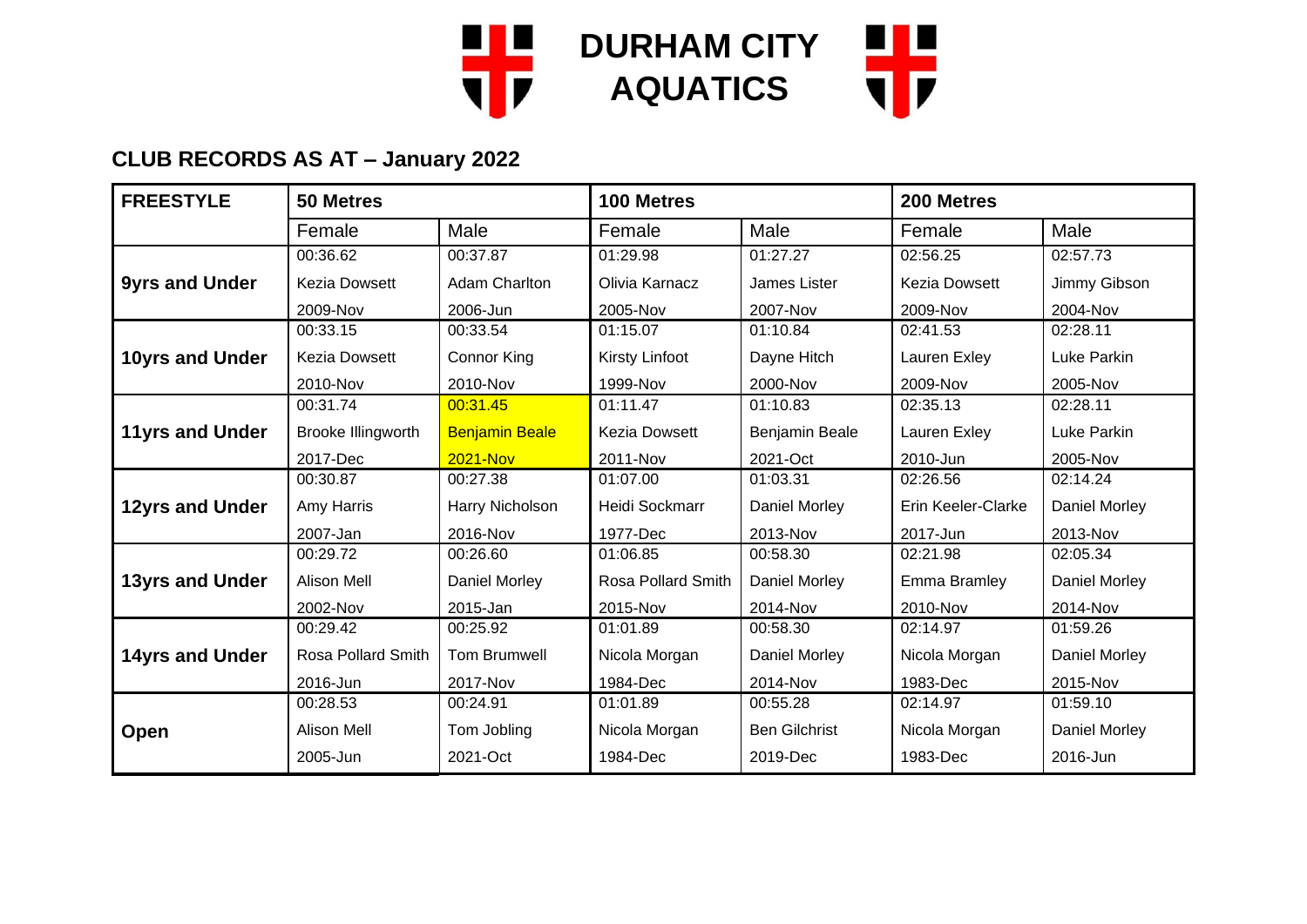# DURHAM CITY AQUATICS

## CLUB RECORDS AS AT – January 2022

| FREESTYLE | 50 Metres | | 100 Metres | | 200 Metres | |
|---|---|---|---|---|---|---|
| | Female | Male | Female | Male | Female | Male |
| 9yrs and Under | 00:36.62<br>Kezia Dowsett<br>2009-Nov | 00:37.87<br>Adam Charlton<br>2006-Jun | 01:29.98<br>Olivia Karnacz<br>2005-Nov | 01:27.27<br>James Lister<br>2007-Nov | 02:56.25<br>Kezia Dowsett<br>2009-Nov | 02:57.73<br>Jimmy Gibson<br>2004-Nov |
| 10yrs and Under | 00:33.15<br>Kezia Dowsett<br>2010-Nov | 00:33.54<br>Connor King<br>2010-Nov | 01:15.07<br>Kirsty Linfoot<br>1999-Nov | 01:10.84<br>Dayne Hitch<br>2000-Nov | 02:41.53<br>Lauren Exley<br>2009-Nov | 02:28.11<br>Luke Parkin<br>2005-Nov |
| 11yrs and Under | 00:31.74<br>Brooke Illingworth<br>2017-Dec | 00:31.45<br>Benjamin Beale<br>2021-Nov | 01:11.47<br>Kezia Dowsett<br>2011-Nov | 01:10.83<br>Benjamin Beale<br>2021-Oct | 02:35.13<br>Lauren Exley<br>2010-Jun | 02:28.11<br>Luke Parkin<br>2005-Nov |
| 12yrs and Under | 00:30.87<br>Amy Harris<br>2007-Jan | 00:27.38<br>Harry Nicholson<br>2016-Nov | 01:07.00<br>Heidi Sockmarr<br>1977-Dec | 01:03.31<br>Daniel Morley<br>2013-Nov | 02:26.56<br>Erin Keeler-Clarke<br>2017-Jun | 02:14.24<br>Daniel Morley<br>2013-Nov |
| 13yrs and Under | 00:29.72<br>Alison Mell<br>2002-Nov | 00:26.60<br>Daniel Morley<br>2015-Jan | 01:06.85<br>Rosa Pollard Smith<br>2015-Nov | 00:58.30<br>Daniel Morley<br>2014-Nov | 02:21.98<br>Emma Bramley<br>2010-Nov | 02:05.34<br>Daniel Morley<br>2014-Nov |
| 14yrs and Under | 00:29.42<br>Rosa Pollard Smith<br>2016-Jun | 00:25.92<br>Tom Brumwell<br>2017-Nov | 01:01.89<br>Nicola Morgan<br>1984-Dec | 00:58.30<br>Daniel Morley<br>2014-Nov | 02:14.97<br>Nicola Morgan<br>1983-Dec | 01:59.26<br>Daniel Morley<br>2015-Nov |
| Open | 00:28.53<br>Alison Mell<br>2005-Jun | 00:24.91<br>Tom Jobling<br>2021-Oct | 01:01.89<br>Nicola Morgan<br>1984-Dec | 00:55.28<br>Ben Gilchrist<br>2019-Dec | 02:14.97<br>Nicola Morgan<br>1983-Dec | 01:59.10<br>Daniel Morley<br>2016-Jun |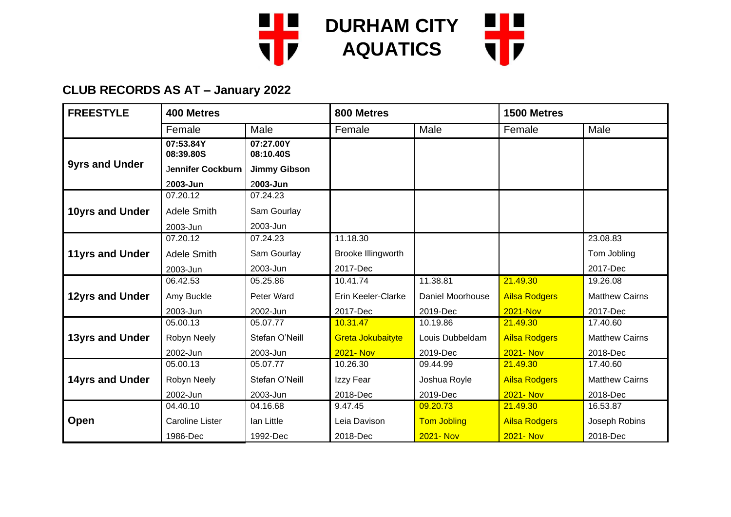# DURHAM CITY AQUATICS

## CLUB RECORDS AS AT – January 2022

| FREESTYLE | 400 Metres | | 800 Metres | | 1500 Metres | |
|---|---|---|---|---|---|---|
| | Female | Male | Female | Male | Female | Male |
| **9yrs and Under** | **07:53.84Y 08:39.80S Jennifer Cockburn 2003-Jun** | **07:27.00Y 08:10.40S Jimmy Gibson 2003-Jun** | | | | |
| **10yrs and Under** | 07.20.12 Adele Smith 2003-Jun | 07.24.23 Sam Gourlay 2003-Jun | | | | |
| **11yrs and Under** | 07.20.12 Adele Smith 2003-Jun | 07.24.23 Sam Gourlay 2003-Jun | 11.18.30 Brooke Illingworth 2017-Dec | | | 23.08.83 Tom Jobling 2017-Dec |
| **12yrs and Under** | 06.42.53 Amy Buckle 2003-Jun | 05.25.86 Peter Ward 2002-Jun | 10.41.74 Erin Keeler-Clarke 2017-Dec | 11.38.81 Daniel Moorhouse 2019-Dec | 21.49.30 Ailsa Rodgers 2021-Nov | 19.26.08 Matthew Cairns 2017-Dec |
| **13yrs and Under** | 05.00.13 Robyn Neely 2002-Jun | 05.07.77 Stefan O'Neill 2003-Jun | 10.31.47 Greta Jokubaityte 2021- Nov | 10.19.86 Louis Dubbeldam 2019-Dec | 21.49.30 Ailsa Rodgers 2021- Nov | 17.40.60 Matthew Cairns 2018-Dec |
| **14yrs and Under** | 05.00.13 Robyn Neely 2002-Jun | 05.07.77 Stefan O'Neill 2003-Jun | 10.26.30 Izzy Fear 2018-Dec | 09.44.99 Joshua Royle 2019-Dec | 21.49.30 Ailsa Rodgers 2021- Nov | 17.40.60 Matthew Cairns 2018-Dec |
| **Open** | 04.40.10 Caroline Lister 1986-Dec | 04.16.68 Ian Little 1992-Dec | 9.47.45 Leia Davison 2018-Dec | 09.20.73 Tom Jobling 2021- Nov | 21.49.30 Ailsa Rodgers 2021- Nov | 16.53.87 Joseph Robins 2018-Dec |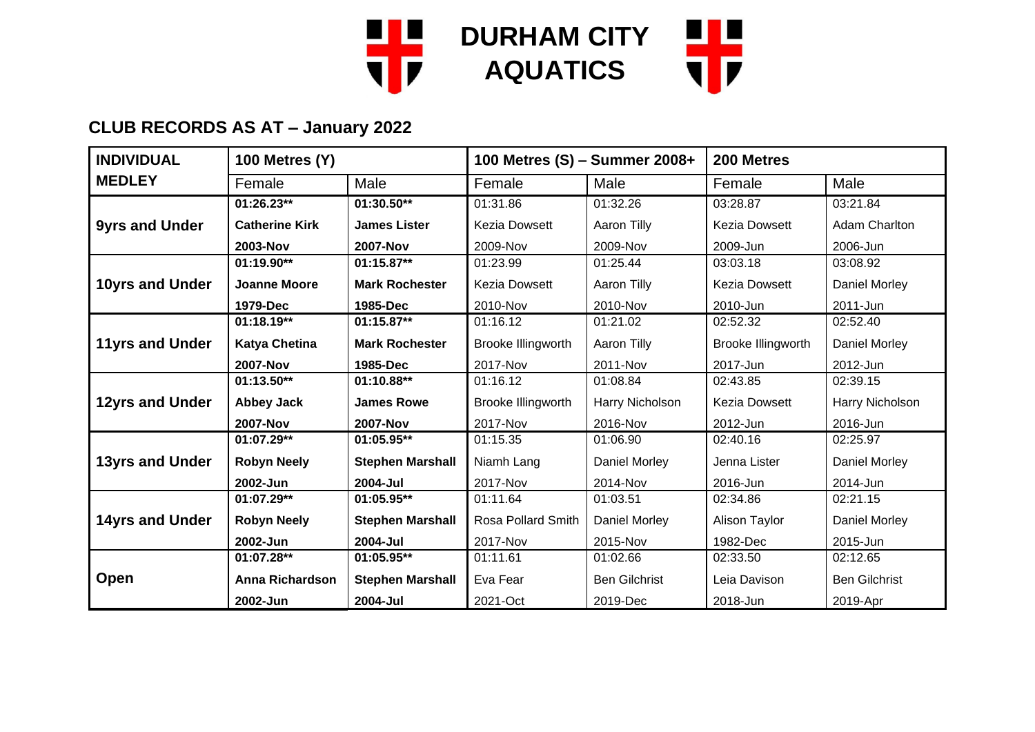# DURHAM CITY AQUATICS

## CLUB RECORDS AS AT – January 2022

| INDIVIDUAL MEDLEY | 100 Metres (Y) | | 100 Metres (S) – Summer 2008+ | | 200 Metres | |
|---|---|---|---|---|---|---|
| | Female | Male | Female | Male | Female | Male |
| 9yrs and Under | **01:26.23**** <br> **Catherine Kirk** <br> **2003-Nov** | **01:30.50**** <br> **James Lister** <br> **2007-Nov** | 01:31.86 <br> Kezia Dowsett <br> 2009-Nov | 01:32.26 <br> Aaron Tilly <br> 2009-Nov | 03:28.87 <br> Kezia Dowsett <br> 2009-Jun | 03:21.84 <br> Adam Charlton <br> 2006-Jun |
| 10yrs and Under | **01:19.90**** <br> **Joanne Moore** <br> **1979-Dec** | **01:15.87**** <br> **Mark Rochester** <br> **1985-Dec** | 01:23.99 <br> Kezia Dowsett <br> 2010-Nov | 01:25.44 <br> Aaron Tilly <br> 2010-Nov | 03:03.18 <br> Kezia Dowsett <br> 2010-Jun | 03:08.92 <br> Daniel Morley <br> 2011-Jun |
| 11yrs and Under | **01:18.19**** <br> **Katya Chetina** <br> **2007-Nov** | **01:15.87**** <br> **Mark Rochester** <br> **1985-Dec** | 01:16.12 <br> Brooke Illingworth <br> 2017-Nov | 01:21.02 <br> Aaron Tilly <br> 2011-Nov | 02:52.32 <br> Brooke Illingworth <br> 2017-Jun | 02:52.40 <br> Daniel Morley <br> 2012-Jun |
| 12yrs and Under | **01:13.50**** <br> **Abbey Jack** <br> **2007-Nov** | **01:10.88**** <br> **James Rowe** <br> **2007-Nov** | 01:16.12 <br> Brooke Illingworth <br> 2017-Nov | 01:08.84 <br> Harry Nicholson <br> 2016-Nov | 02:43.85 <br> Kezia Dowsett <br> 2012-Jun | 02:39.15 <br> Harry Nicholson <br> 2016-Jun |
| 13yrs and Under | **01:07.29**** <br> **Robyn Neely** <br> **2002-Jun** | **01:05.95**** <br> **Stephen Marshall** <br> **2004-Jul** | 01:15.35 <br> Niamh Lang <br> 2017-Nov | 01:06.90 <br> Daniel Morley <br> 2014-Nov | 02:40.16 <br> Jenna Lister <br> 2016-Jun | 02:25.97 <br> Daniel Morley <br> 2014-Jun |
| 14yrs and Under | **01:07.29**** <br> **Robyn Neely** <br> **2002-Jun** | **01:05.95**** <br> **Stephen Marshall** <br> **2004-Jul** | 01:11.64 <br> Rosa Pollard Smith <br> 2017-Nov | 01:03.51 <br> Daniel Morley <br> 2015-Nov | 02:34.86 <br> Alison Taylor <br> 1982-Dec | 02:21.15 <br> Daniel Morley <br> 2015-Jun |
| Open | **01:07.28**** <br> **Anna Richardson** <br> **2002-Jun** | **01:05.95**** <br> **Stephen Marshall** <br> **2004-Jul** | 01:11.61 <br> Eva Fear <br> 2021-Oct | 01:02.66 <br> Ben Gilchrist <br> 2019-Dec | 02:33.50 <br> Leia Davison <br> 2018-Jun | 02:12.65 <br> Ben Gilchrist <br> 2019-Apr |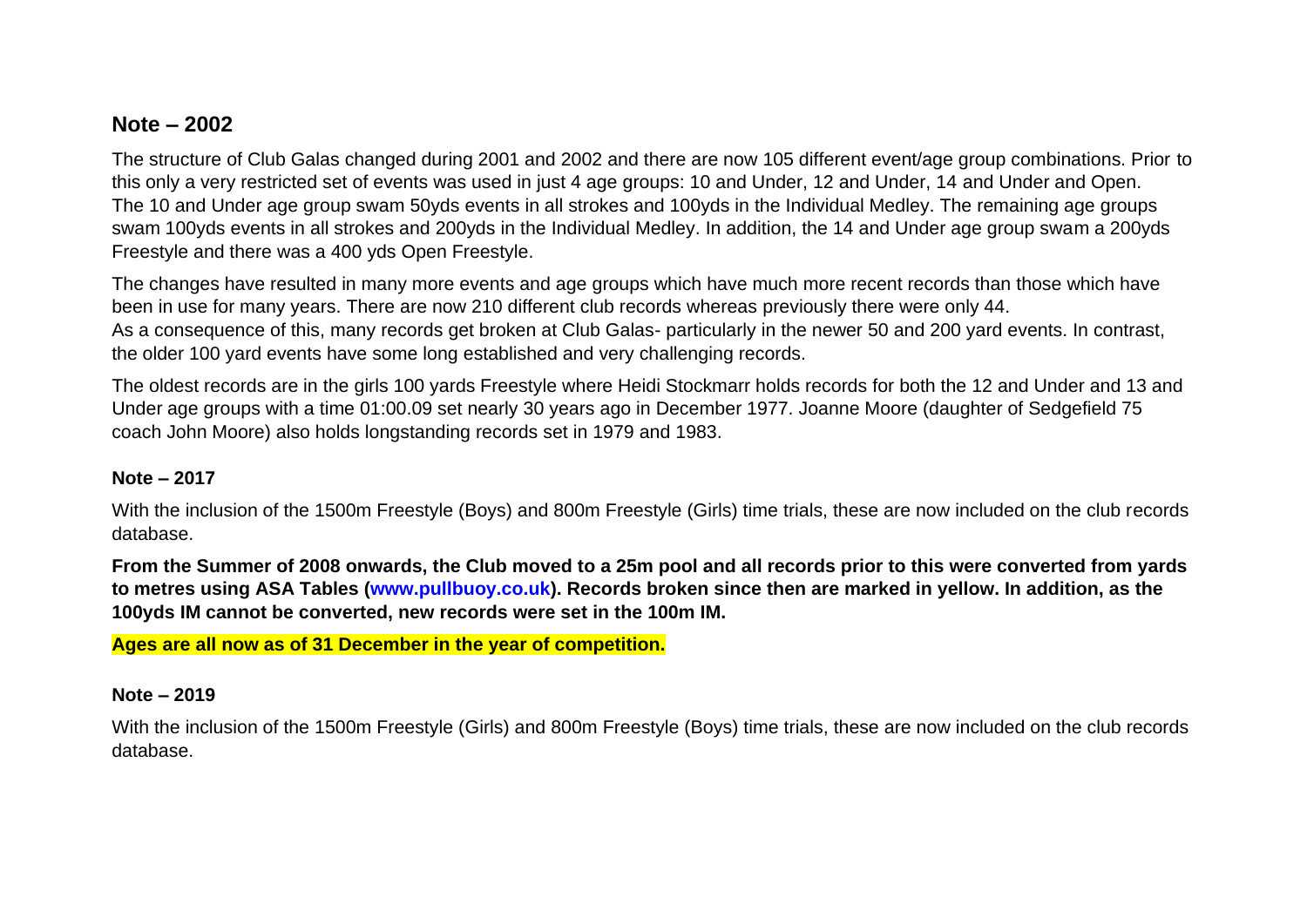## Note – 2002

The structure of Club Galas changed during 2001 and 2002 and there are now 105 different event/age group combinations. Prior to this only a very restricted set of events was used in just 4 age groups: 10 and Under, 12 and Under, 14 and Under and Open. The 10 and Under age group swam 50yds events in all strokes and 100yds in the Individual Medley. The remaining age groups swam 100yds events in all strokes and 200yds in the Individual Medley. In addition, the 14 and Under age group swam a 200yds Freestyle and there was a 400 yds Open Freestyle.

The changes have resulted in many more events and age groups which have much more recent records than those which have been in use for many years. There are now 210 different club records whereas previously there were only 44. As a consequence of this, many records get broken at Club Galas- particularly in the newer 50 and 200 yard events. In contrast, the older 100 yard events have some long established and very challenging records.

The oldest records are in the girls 100 yards Freestyle where Heidi Stockmarr holds records for both the 12 and Under and 13 and Under age groups with a time 01:00.09 set nearly 30 years ago in December 1977. Joanne Moore (daughter of Sedgefield 75 coach John Moore) also holds longstanding records set in 1979 and 1983.

### Note – 2017

With the inclusion of the 1500m Freestyle (Boys) and 800m Freestyle (Girls) time trials, these are now included on the club records database.

**From the Summer of 2008 onwards, the Club moved to a 25m pool and all records prior to this were converted from yards to metres using ASA Tables (www.pullbuoy.co.uk). Records broken since then are marked in yellow. In addition, as the 100yds IM cannot be converted, new records were set in the 100m IM.**

**Ages are all now as of 31 December in the year of competition.**

### Note – 2019

With the inclusion of the 1500m Freestyle (Girls) and 800m Freestyle (Boys) time trials, these are now included on the club records database.